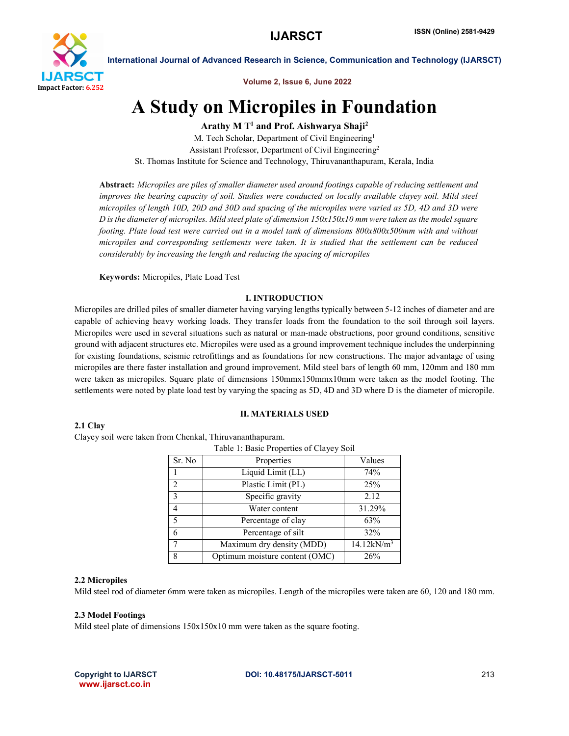# A Study on Micropiles in Foundation

**Arathy M T[1] and Prof. Aishwarya Shaji[2]**

M. Tech Scholar, Department of Civil Engineering[1]

Assistant Professor, Department of Civil Engineering[2]

St. Thomas Institute for Science and Technology, Thiruvananthapuram, Kerala, India

**Abstract:** *Micropiles are piles of smaller diameter used around footings capable of reducing settlement and improves the bearing capacity of soil. Studies were conducted on locally available clayey soil. Mild steel micropiles of length 10D, 20D and 30D and spacing of the micropiles were varied as 5D, 4D and 3D were D is the diameter of micropiles. Mild steel plate of dimension 150x150x10 mm were taken as the model square footing. Plate load test were carried out in a model tank of dimensions 800x800x500mm with and without micropiles and corresponding settlements were taken. It is studied that the settlement can be reduced considerably by increasing the length and reducing the spacing of micropiles*

**Keywords:** Micropiles, Plate Load Test

## I. INTRODUCTION

Micropiles are drilled piles of smaller diameter having varying lengths typically between 5-12 inches of diameter and are capable of achieving heavy working loads. They transfer loads from the foundation to the soil through soil layers. Micropiles were used in several situations such as natural or man-made obstructions, poor ground conditions, sensitive ground with adjacent structures etc. Micropiles were used as a ground improvement technique includes the underpinning for existing foundations, seismic retrofittings and as foundations for new constructions. The major advantage of using micropiles are there faster installation and ground improvement. Mild steel bars of length 60 mm, 120mm and 180 mm were taken as micropiles. Square plate of dimensions 150mmx150mmx10mm were taken as the model footing. The settlements were noted by plate load test by varying the spacing as 5D, 4D and 3D where D is the diameter of micropile.

## II. MATERIALS USED

### 2.1 Clay

Clayey soil were taken from Chenkal, Thiruvananthapuram.

Table 1: Basic Properties of Clayey Soil

| Sr. No | Properties | Values |
|---|---|---|
| 1 | Liquid Limit (LL) | 74% |
| 2 | Plastic Limit (PL) | 25% |
| 3 | Specific gravity | 2.12 |
| 4 | Water content | 31.29% |
| 5 | Percentage of clay | 63% |
| 6 | Percentage of silt | 32% |
| 7 | Maximum dry density (MDD) | 14.12kN/m$^3$ |
| 8 | Optimum moisture content (OMC) | 26% |

### 2.2 Micropiles

Mild steel rod of diameter 6mm were taken as micropiles. Length of the micropiles were taken are 60, 120 and 180 mm.

### 2.3 Model Footings

Mild steel plate of dimensions 150x150x10 mm were taken as the square footing.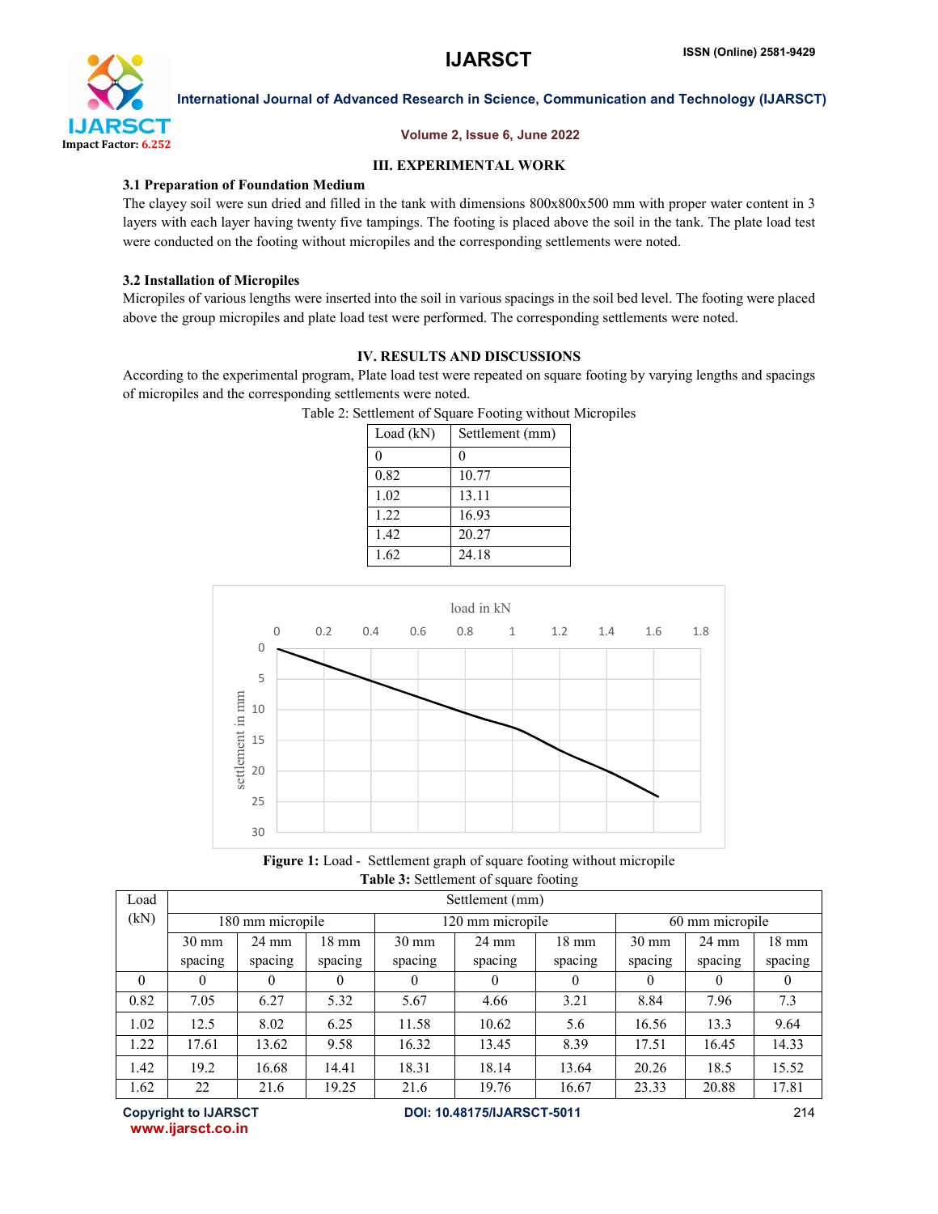## III. EXPERIMENTAL WORK

### 3.1 Preparation of Foundation Medium

The clayey soil were sun dried and filled in the tank with dimensions 800x800x500 mm with proper water content in 3 layers with each layer having twenty five tampings. The footing is placed above the soil in the tank. The plate load test were conducted on the footing without micropiles and the corresponding settlements were noted.

### 3.2 Installation of Micropiles

Micropiles of various lengths were inserted into the soil in various spacings in the soil bed level. The footing were placed above the group micropiles and plate load test were performed. The corresponding settlements were noted.

## IV. RESULTS AND DISCUSSIONS

According to the experimental program, Plate load test were repeated on square footing by varying lengths and spacings of micropiles and the corresponding settlements were noted.

Table 2: Settlement of Square Footing without Micropiles

| Load (kN) | Settlement (mm) |
|---|---|
| 0 | 0 |
| 0.82 | 10.77 |
| 1.02 | 13.11 |
| 1.22 | 16.93 |
| 1.42 | 20.27 |
| 1.62 | 24.18 |

**Figure 1:** Load - Settlement graph of square footing without micropile

**Table 3:** Settlement of square footing

| Load (kN) | Settlement (mm) | | | | | | | | |
|---|---|---|---|---|---|---|---|---|---|
| | 180 mm micropile | | | 120 mm micropile | | | 60 mm micropile | | |
| | 30 mm spacing | 24 mm spacing | 18 mm spacing | 30 mm spacing | 24 mm spacing | 18 mm spacing | 30 mm spacing | 24 mm spacing | 18 mm spacing |
| 0 | 0 | 0 | 0 | 0 | 0 | 0 | 0 | 0 | 0 |
| 0.82 | 7.05 | 6.27 | 5.32 | 5.67 | 4.66 | 3.21 | 8.84 | 7.96 | 7.3 |
| 1.02 | 12.5 | 8.02 | 6.25 | 11.58 | 10.62 | 5.6 | 16.56 | 13.3 | 9.64 |
| 1.22 | 17.61 | 13.62 | 9.58 | 16.32 | 13.45 | 8.39 | 17.51 | 16.45 | 14.33 |
| 1.42 | 19.2 | 16.68 | 14.41 | 18.31 | 18.14 | 13.64 | 20.26 | 18.5 | 15.52 |
| 1.62 | 22 | 21.6 | 19.25 | 21.6 | 19.76 | 16.67 | 23.33 | 20.88 | 17.81 |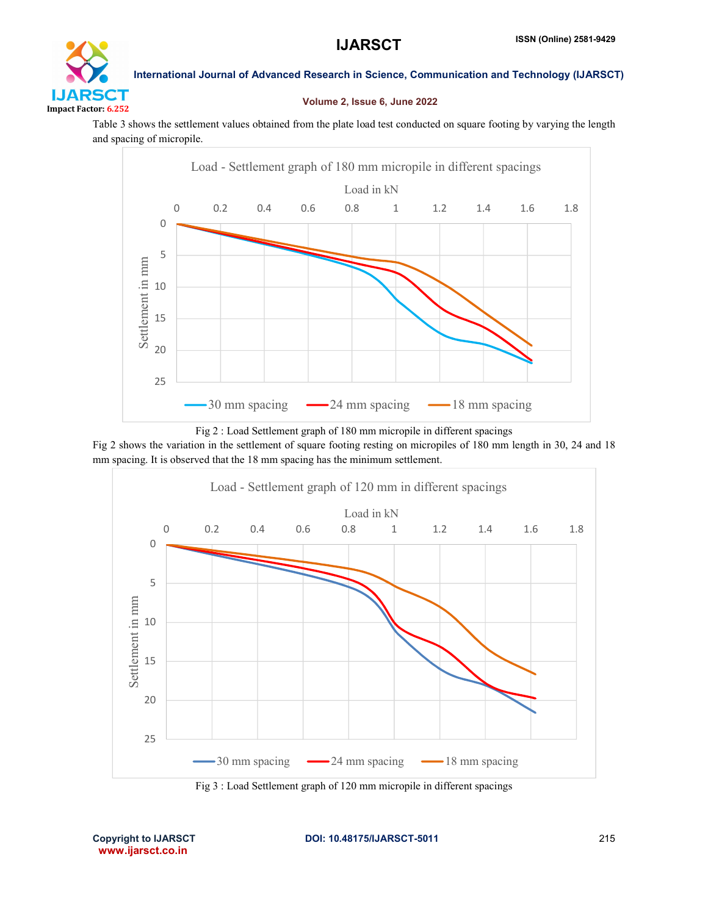Table 3 shows the settlement values obtained from the plate load test conducted on square footing by varying the length and spacing of micropile.

Fig 2 : Load Settlement graph of 180 mm micropile in different spacings

Fig 2 shows the variation in the settlement of square footing resting on micropiles of 180 mm length in 30, 24 and 18 mm spacing. It is observed that the 18 mm spacing has the minimum settlement.

Fig 3 : Load Settlement graph of 120 mm micropile in different spacings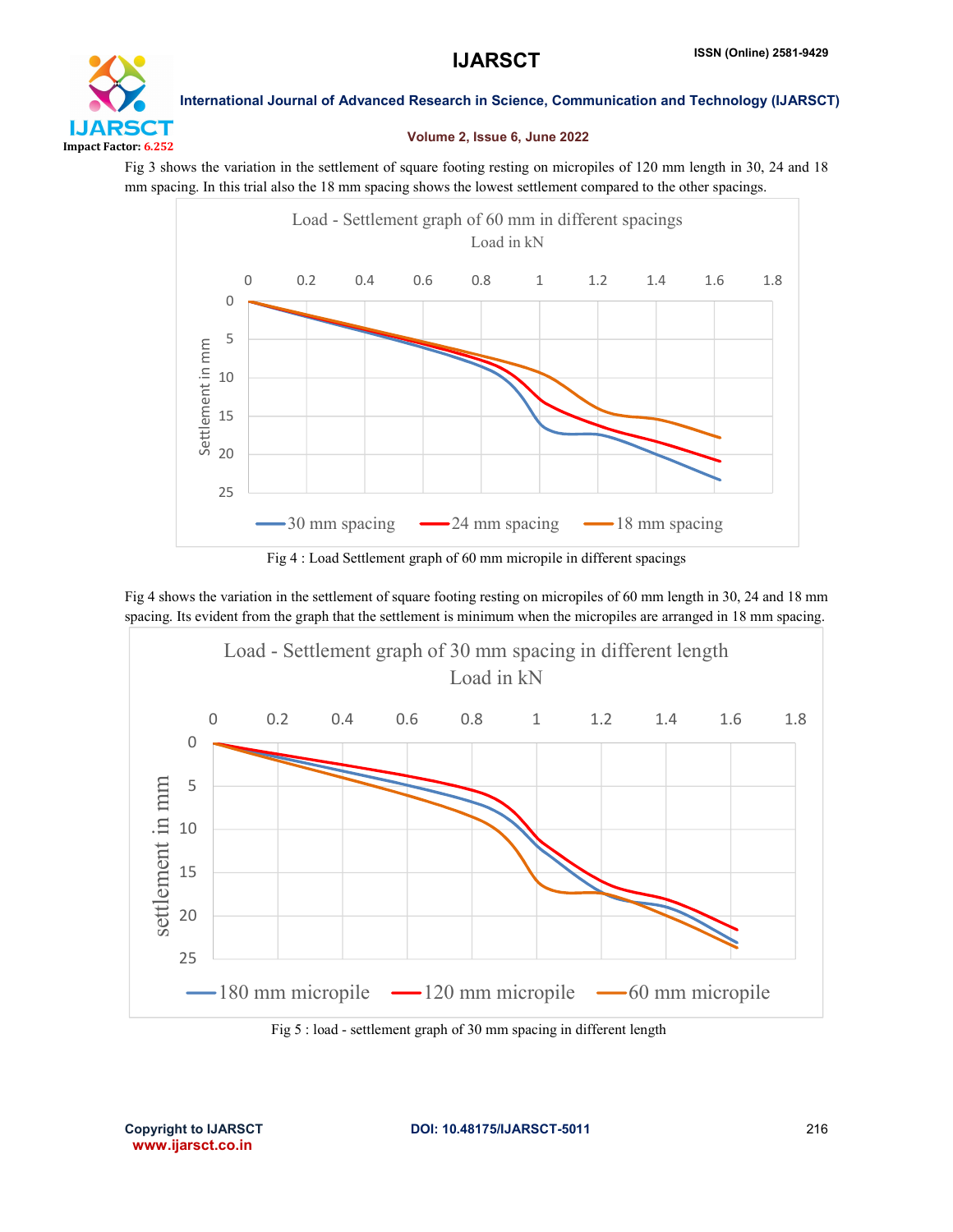Fig 3 shows the variation in the settlement of square footing resting on micropiles of 120 mm length in 30, 24 and 18 mm spacing. In this trial also the 18 mm spacing shows the lowest settlement compared to the other spacings.

Fig 4 : Load Settlement graph of 60 mm micropile in different spacings

Fig 4 shows the variation in the settlement of square footing resting on micropiles of 60 mm length in 30, 24 and 18 mm spacing. Its evident from the graph that the settlement is minimum when the micropiles are arranged in 18 mm spacing.

Fig 5 : load - settlement graph of 30 mm spacing in different length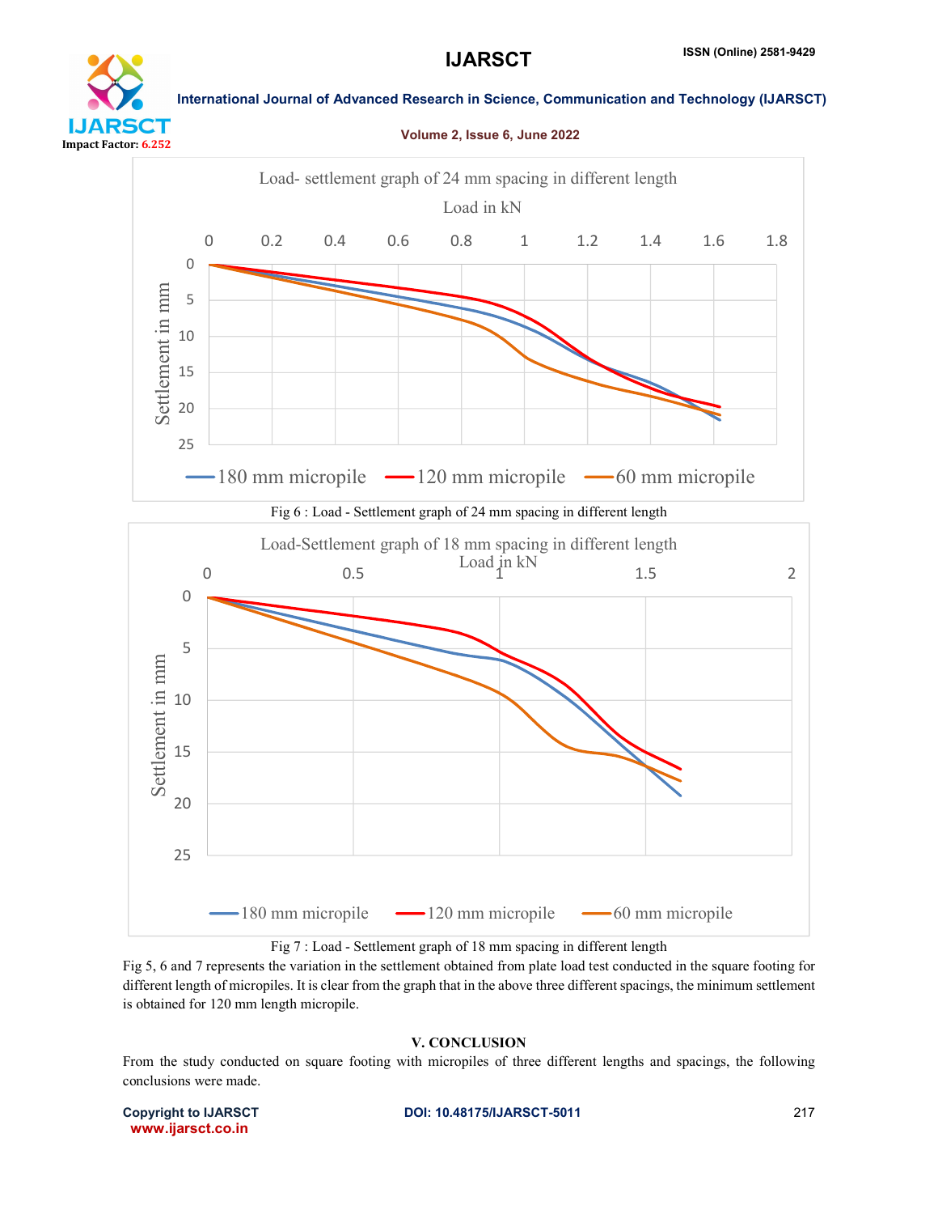Fig 6 : Load - Settlement graph of 24 mm spacing in different length

Fig 7 : Load - Settlement graph of 18 mm spacing in different length

Fig 5, 6 and 7 represents the variation in the settlement obtained from plate load test conducted in the square footing for different length of micropiles. It is clear from the graph that in the above three different spacings, the minimum settlement is obtained for 120 mm length micropile.

## V. CONCLUSION

From the study conducted on square footing with micropiles of three different lengths and spacings, the following conclusions were made.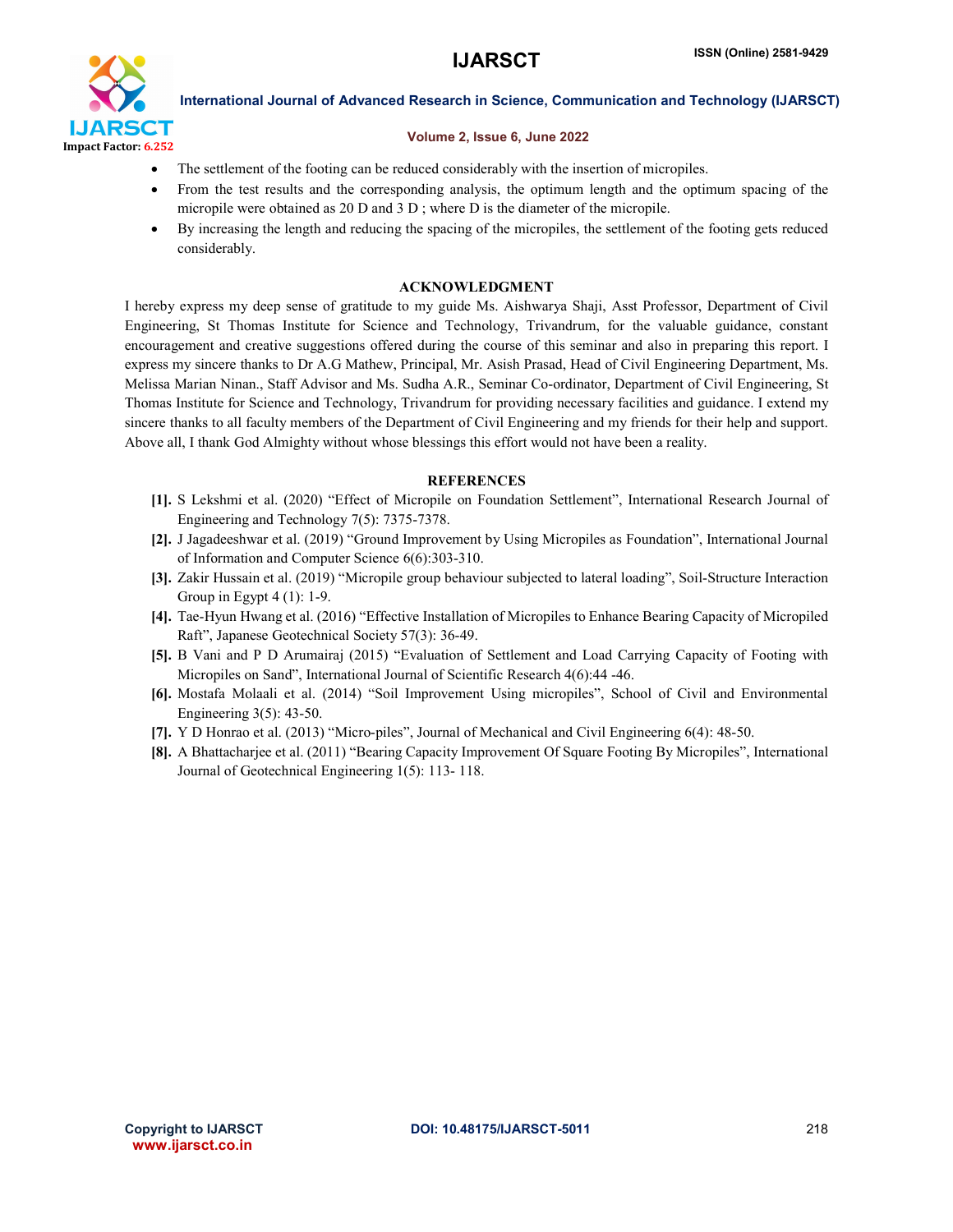- The settlement of the footing can be reduced considerably with the insertion of micropiles.
- From the test results and the corresponding analysis, the optimum length and the optimum spacing of the micropile were obtained as 20 D and 3 D ; where D is the diameter of the micropile.
- By increasing the length and reducing the spacing of the micropiles, the settlement of the footing gets reduced considerably.

## ACKNOWLEDGMENT

I hereby express my deep sense of gratitude to my guide Ms. Aishwarya Shaji, Asst Professor, Department of Civil Engineering, St Thomas Institute for Science and Technology, Trivandrum, for the valuable guidance, constant encouragement and creative suggestions offered during the course of this seminar and also in preparing this report. I express my sincere thanks to Dr A.G Mathew, Principal, Mr. Asish Prasad, Head of Civil Engineering Department, Ms. Melissa Marian Ninan., Staff Advisor and Ms. Sudha A.R., Seminar Co-ordinator, Department of Civil Engineering, St Thomas Institute for Science and Technology, Trivandrum for providing necessary facilities and guidance. I extend my sincere thanks to all faculty members of the Department of Civil Engineering and my friends for their help and support. Above all, I thank God Almighty without whose blessings this effort would not have been a reality.

## REFERENCES

**[1].** S Lekshmi et al. (2020) "Effect of Micropile on Foundation Settlement", International Research Journal of Engineering and Technology 7(5): 7375-7378.

**[2].** J Jagadeeshwar et al. (2019) "Ground Improvement by Using Micropiles as Foundation", International Journal of Information and Computer Science 6(6):303-310.

**[3].** Zakir Hussain et al. (2019) "Micropile group behaviour subjected to lateral loading", Soil-Structure Interaction Group in Egypt 4 (1): 1-9.

**[4].** Tae-Hyun Hwang et al. (2016) "Effective Installation of Micropiles to Enhance Bearing Capacity of Micropiled Raft", Japanese Geotechnical Society 57(3): 36-49.

**[5].** B Vani and P D Arumairaj (2015) "Evaluation of Settlement and Load Carrying Capacity of Footing with Micropiles on Sand", International Journal of Scientific Research 4(6):44 -46.

**[6].** Mostafa Molaali et al. (2014) "Soil Improvement Using micropiles", School of Civil and Environmental Engineering 3(5): 43-50.

**[7].** Y D Honrao et al. (2013) "Micro-piles", Journal of Mechanical and Civil Engineering 6(4): 48-50.

**[8].** A Bhattacharjee et al. (2011) "Bearing Capacity Improvement Of Square Footing By Micropiles", International Journal of Geotechnical Engineering 1(5): 113- 118.